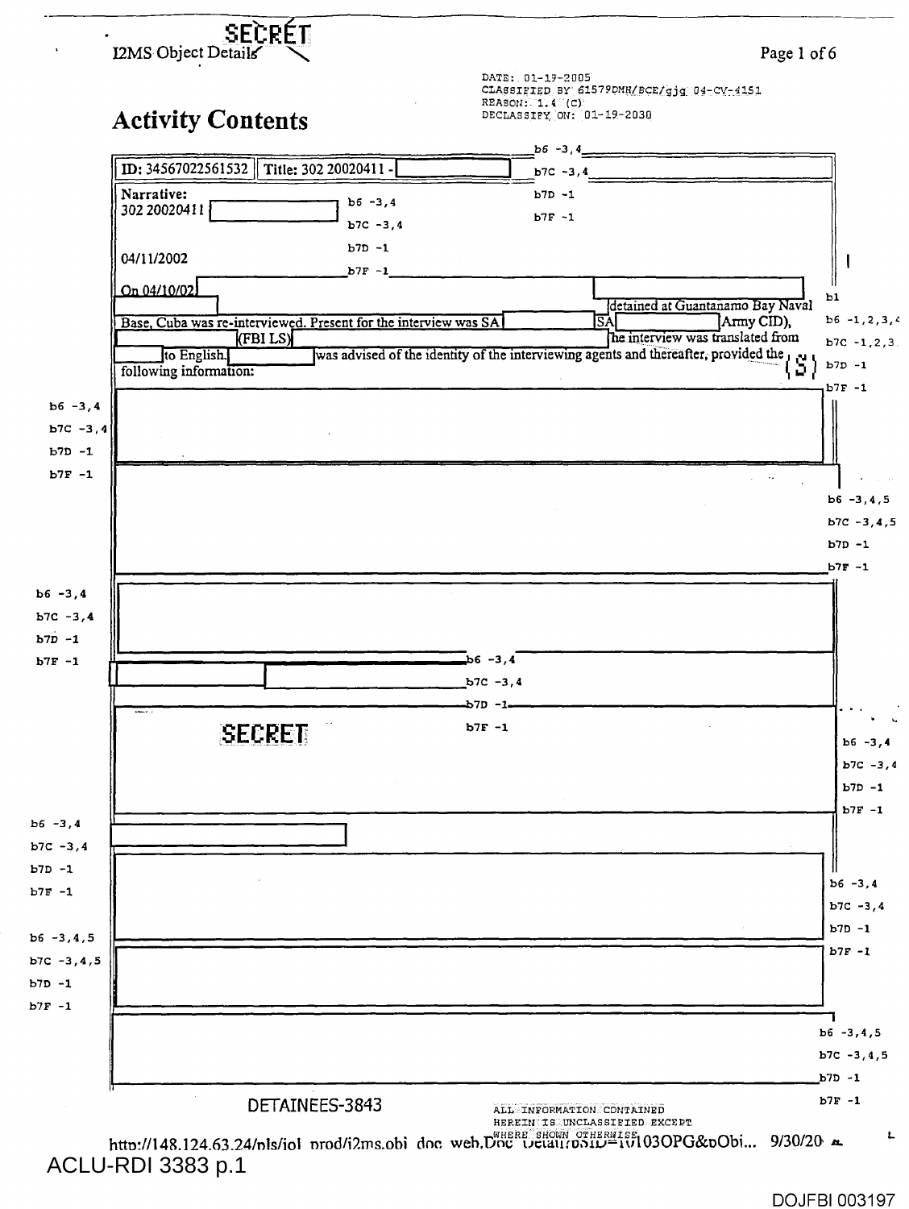SECRET

I2MS Object Details

DATE: 01-19-2005
CLASSIFIED BY 61579DMH/BCE/gjg 04-CV-4151
REASON: 1.4 (C)
DECLASSIFY ON: 01-19-2030

# Activity Contents

b6 -3,4
b7C -3,4
b7D -1
b7F -1

| ID: 34567022561532 | Title: 302 20020411 - [REDACTED] |
|---|---|

**Narrative:**
302 20020411 [REDACTED]

b6 -3,4
b7C -3,4
b7D -1
b7F -1

04/11/2002

On 04/10/02 [REDACTED] [REDACTED] [REDACTED] detained at Guantanamo Bay Naval Base, Cuba was re-interviewed. Present for the interview was SA [REDACTED] SA [REDACTED] (Army CID), [REDACTED] (FBI LS) [REDACTED] The interview was translated from [REDACTED] to English. [REDACTED] was advised of the identity of the interviewing agents and thereafter, provided the following information: (S)

b1
b6 -1,2,3,4
b7C -1,2,3
b7D -1
b7F -1

[REDACTED]

b6 -3,4
b7C -3,4
b7D -1
b7F -1

[REDACTED]

b6 -3,4,5
b7C -3,4,5
b7D -1
b7F -1

[REDACTED]

b6 -3,4
b7C -3,4
b7D -1
b7F -1

[REDACTED] [REDACTED]

b6 -3,4
b7C -3,4
b7D -1
b7F -1

SECRET

[REDACTED]

b6 -3,4
b7C -3,4
b7D -1
b7F -1

[REDACTED]

b6 -3,4
b7C -3,4
b7D -1
b7F -1

[REDACTED]

b6 -3,4
b7C -3,4
b7D -1
b7F -1

[REDACTED]

b6 -3,4,5
b7C -3,4,5
b7D -1
b7F -1

[REDACTED]

b6 -3,4,5
b7C -3,4,5
b7D -1
b7F -1

DETAINEES-3843

ALL INFORMATION CONTAINED HEREIN IS UNCLASSIFIED EXCEPT WHERE SHOWN OTHERWISE

http://148.124.63.24/nls/iol_prod/i2ms.obj_doc_web.Doc_Detail?pSID=101030PG&pObj... 9/30/20

ACLU-RDI 3383 p.1

DOJFBI 003197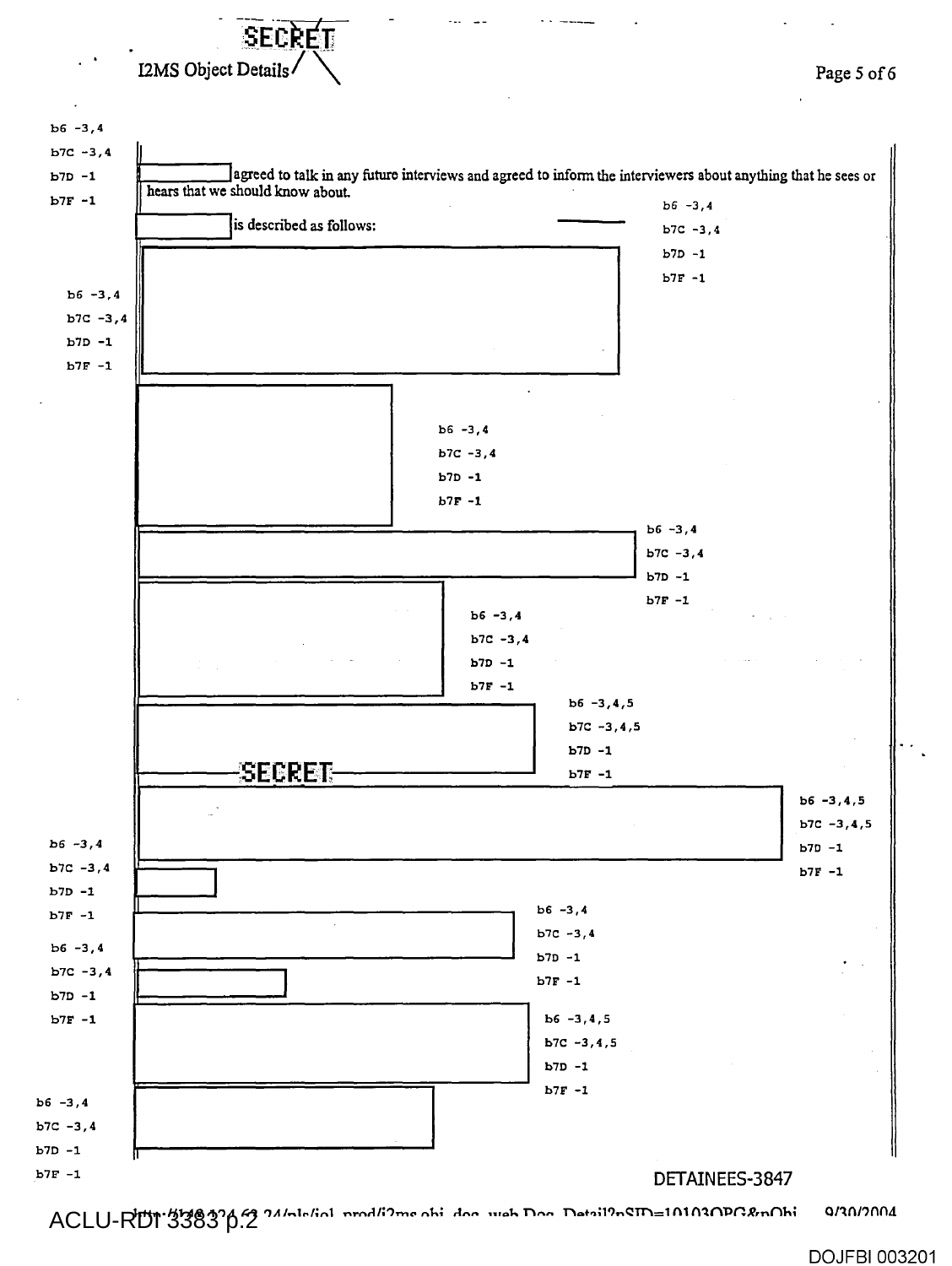SECRET

I2MS Object Details

b6 -3,4
b7C -3,4
b7D -1
b7F -1

[redacted] agreed to talk in any future interviews and agreed to inform the interviewers about anything that he sees or hears that we should know about.

[redacted] is described as follows:

b6 -3,4
b7C -3,4
b7D -1
b7F -1

[redacted]

b6 -3,4
b7C -3,4
b7D -1
b7F -1

[redacted]

b6 -3,4
b7C -3,4
b7D -1
b7F -1

[redacted]

b6 -3,4
b7C -3,4
b7D -1
b7F -1

[redacted]

b6 -3,4
b7C -3,4
b7D -1
b7F -1

[redacted]

b6 -3,4,5
b7C -3,4,5
b7D -1
b7F -1

SECRET

[redacted]

b6 -3,4,5
b7C -3,4,5
b7D -1
b7F -1

b6 -3,4
b7C -3,4
b7D -1
b7F -1

[redacted]

[redacted]

b6 -3,4
b7C -3,4
b7D -1
b7F -1

b6 -3,4
b7C -3,4
b7D -1
b7F -1

[redacted]

[redacted]

b6 -3,4,5
b7C -3,4,5
b7D -1
b7F -1

b6 -3,4
b7C -3,4
b7D -1
b7F -1

[redacted]

DETAINEES-3847

ACLU-RDI 3383 p.2

DOJFBI 003201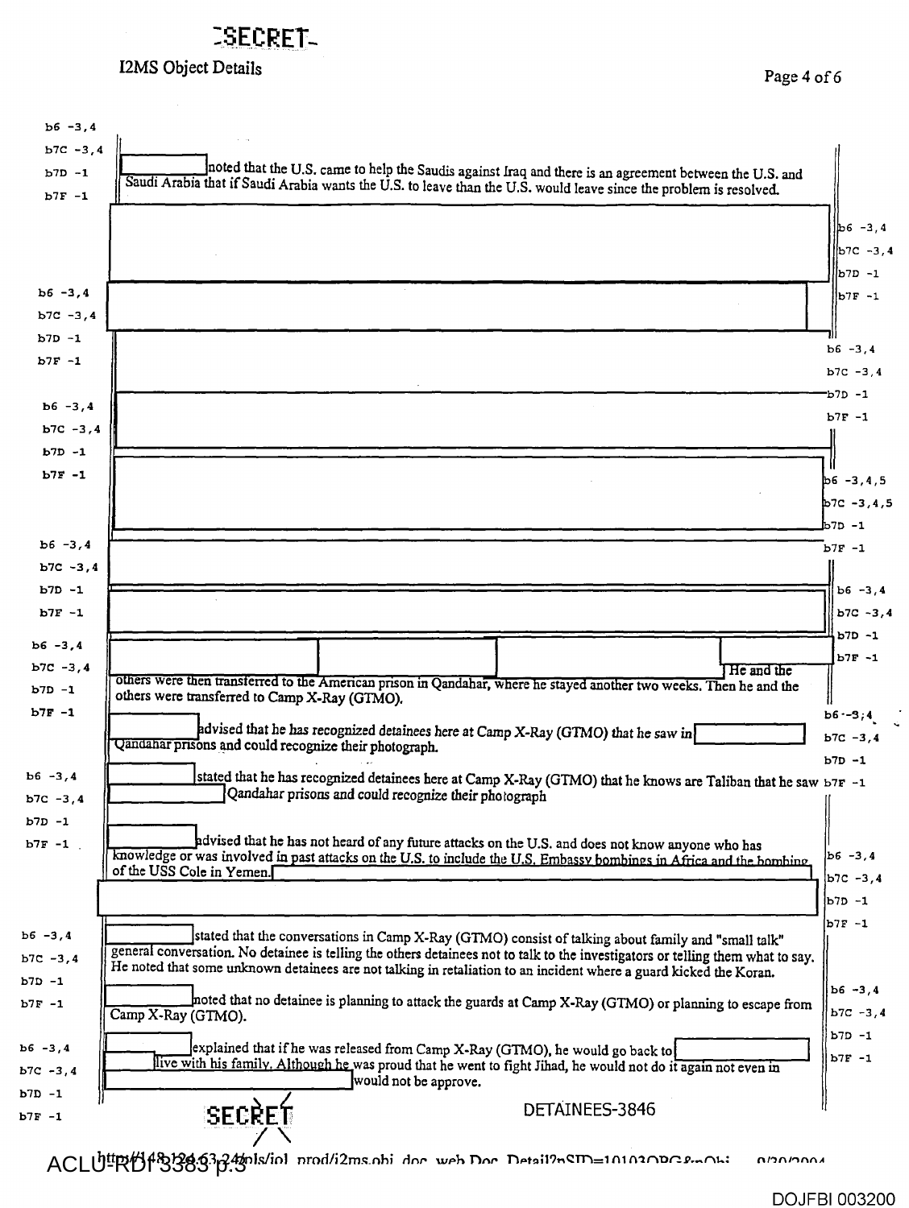SECRET

I2MS Object Details

b6 -3,4
b7C -3,4
b7D -1
b7F -1

[redacted] noted that the U.S. came to help the Saudis against Iraq and there is an agreement between the U.S. and Saudi Arabia that if Saudi Arabia wants the U.S. to leave than the U.S. would leave since the problem is resolved.

[redacted]

[redacted]

[redacted]

[redacted]

[redacted]

[redacted]

[redacted] He and the others were then transferred to the American prison in Qandahar, where he stayed another two weeks. Then he and the others were transferred to Camp X-Ray (GTMO).

[redacted] advised that he has recognized detainees here at Camp X-Ray (GTMO) that he saw in [redacted] Qandahar prisons and could recognize their photograph.

[redacted] stated that he has recognized detainees here at Camp X-Ray (GTMO) that he knows are Taliban that he saw [redacted] Qandahar prisons and could recognize their photograph

[redacted] advised that he has not heard of any future attacks on the U.S. and does not know anyone who has knowledge or was involved in past attacks on the U.S. to include the U.S. Embassy bombings in Africa and the bombing of the USS Cole in Yemen. [redacted]

[redacted] stated that the conversations in Camp X-Ray (GTMO) consist of talking about family and "small talk" general conversation. No detainee is telling the others detainees not to talk to the investigators or telling them what to say. He noted that some unknown detainees are not talking in retaliation to an incident where a guard kicked the Koran.

[redacted] noted that no detainee is planning to attack the guards at Camp X-Ray (GTMO) or planning to escape from Camp X-Ray (GTMO).

[redacted] explained that if he was released from Camp X-Ray (GTMO), he would go back to [redacted] [redacted] live with his family. Although he was proud that he went to fight Jihad, he would not do it again not even in [redacted] would not be approve.

SECRET

DETAINEES-3846

ACLU-RDI 3383 p.3

DOJFBI 003200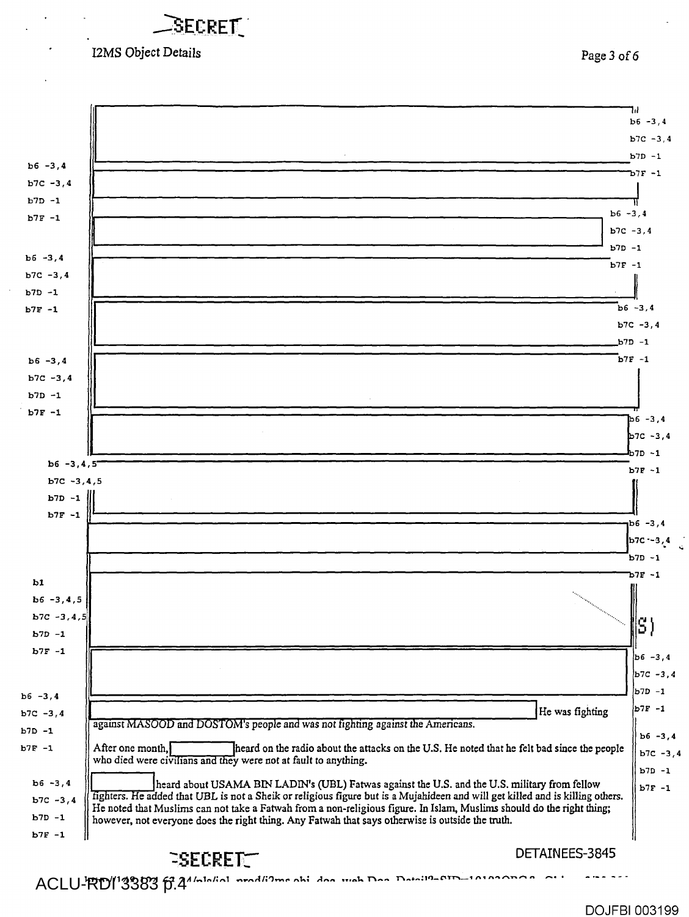SECRET

I2MS Object Details

b6 -3,4
b7C -3,4
b7D -1
b7F -1

b6 -3,4
b7C -3,4
b7D -1
b7F -1

b6 -3,4
b7C -3,4
b7D -1
b7F -1

b6 -3,4
b7C -3,4
b7D -1
b7F -1

b6 -3,4
b7C -3,4
b7D -1
b7F -1

b6 -3,4
b7C -3,4
b7D -1
b7F -1

b6 -3,4
b7C -3,4
b7D -1
b7F -1

b6 -3,4,5
b7C -3,4,5
b7D -1
b7F -1

b6 -3,4
b7C -3,4
b7D -1
b7F -1

b1
b6 -3,4,5
b7C -3,4,5
b7D -1
b7F -1

(S)

b6 -3,4
b7C -3,4
b7D -1
b7F -1

[REDACTED] He was fighting against MASOOD and DOSTOM's people and was not fighting against the Americans.

After one month, [REDACTED] heard on the radio about the attacks on the U.S. He noted that he felt bad since the people who died were civilians and they were not at fault to anything.

[REDACTED] heard about USAMA BIN LADIN's (UBL) Fatwas against the U.S. and the U.S. military from fellow fighters. He added that UBL is not a Sheik or religious figure but is a Mujahideen and will get killed and is killing others. He noted that Muslims can not take a Fatwah from a non-religious figure. In Islam, Muslims should do the right thing; however, not everyone does the right thing. Any Fatwah that says otherwise is outside the truth.

b6 -3,4
b7C -3,4
b7D -1
b7F -1

SECRET

DETAINEES-3845

ACLU-RDI 3383 p.4

DOJFBI 003199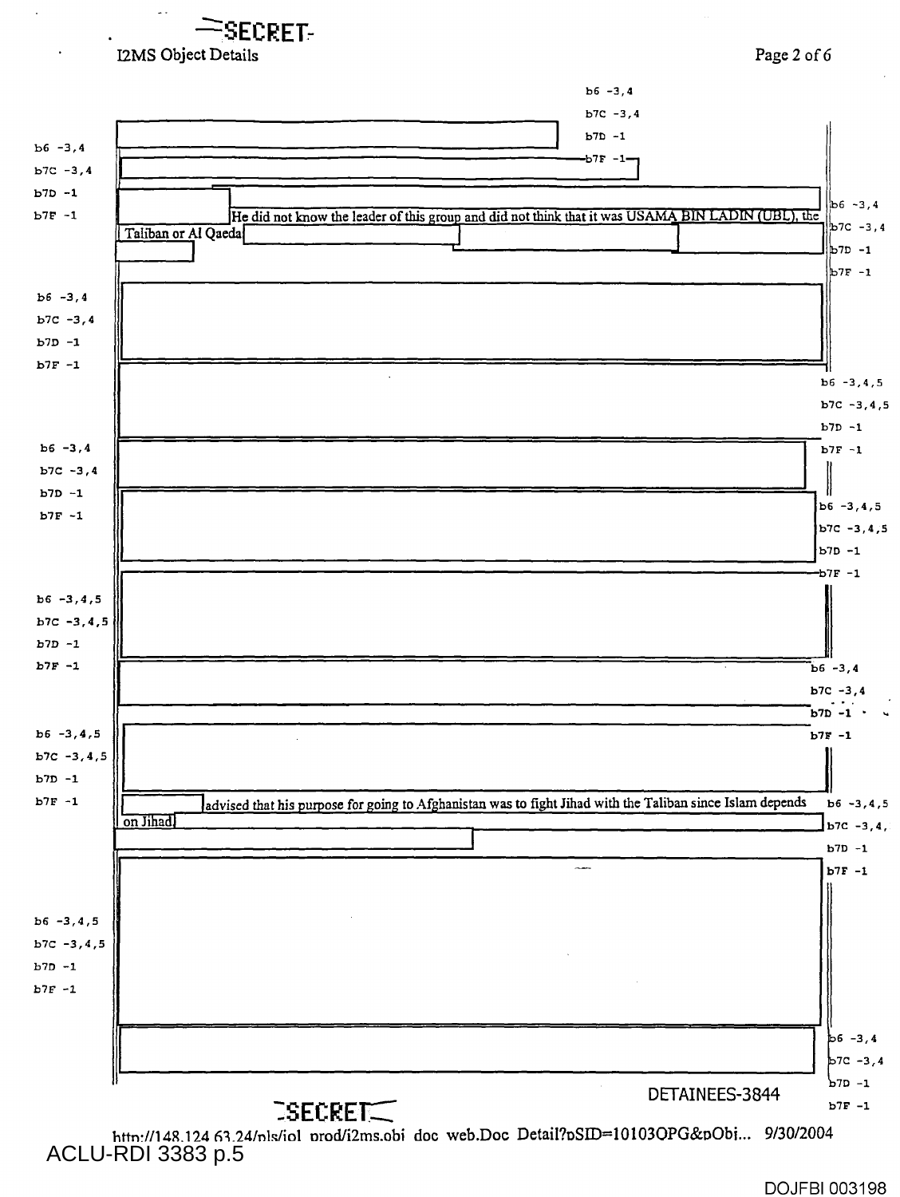SECRET

I2MS Object Details

b6 -3,4
b7C -3,4
b7D -1
b7F -1

He did not know the leader of this group and did not think that it was USAMA BIN LADIN (UBL), the Taliban or Al Qaeda

advised that his purpose for going to Afghanistan was to fight Jihad with the Taliban since Islam depends on Jihad.

DETAINEES-3844

SECRET

http://148.124.63.24/nls/iol_prod/i2ms.obj_doc_web.Doc_Detail?pSID=10103OPG&pObj... 9/30/2004

ACLU-RDI 3383 p.5

DOJFBI 003198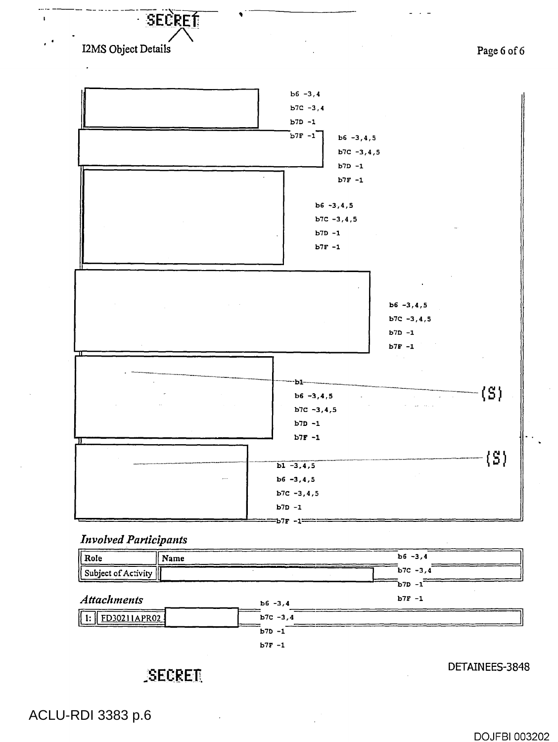SECRET

I2MS Object Details

b6 -3,4
b7C -3,4
b7D -1
b7F -1

b6 -3,4,5
b7C -3,4,5
b7D -1
b7F -1

b6 -3,4,5
b7C -3,4,5
b7D -1
b7F -1

b6 -3,4,5
b7C -3,4,5
b7D -1
b7F -1

b1 (S)
b6 -3,4,5
b7C -3,4,5
b7D -1
b7F -1

(S)
b1 -3,4,5
b6 -3,4,5
b7C -3,4,5
b7D -1
b7F -1

### *Involved Participants*

| Role | Name |
|---|---|
| Subject of Activity | |

b6 -3,4
b7C -3,4
b7D -1
b7F -1

### *Attachments*

| | |
|---|---|
| 1: | FD30211APR02 |

b6 -3,4
b7C -3,4
b7D -1
b7F -1

DETAINEES-3848

SECRET

ACLU-RDI 3383 p.6

DOJFBI 003202